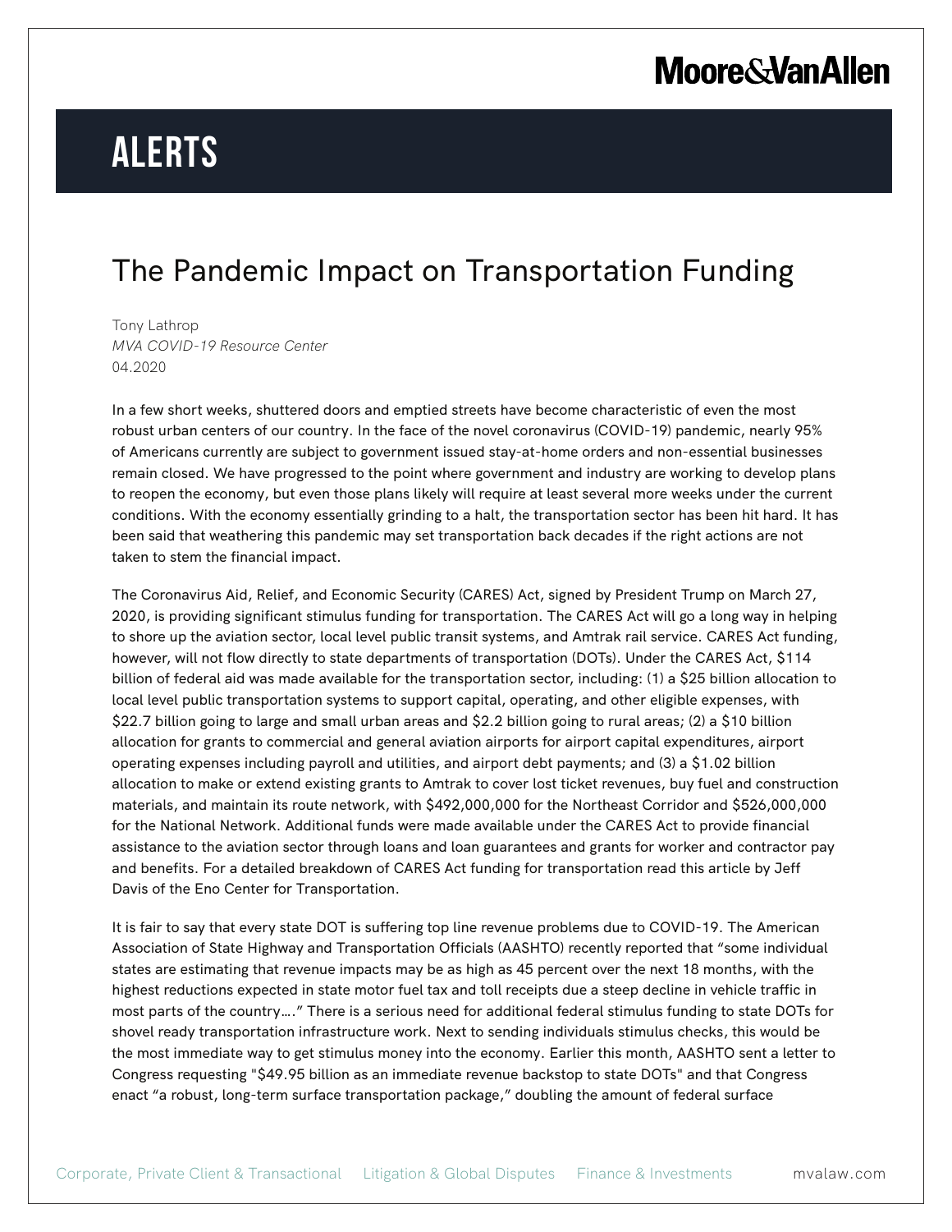# ALERTS

## The Pandemic Impact on Transportation Funding

Tony Lathrop
*MVA COVID-19 Resource Center*
04.2020

In a few short weeks, shuttered doors and emptied streets have become characteristic of even the most robust urban centers of our country. In the face of the novel coronavirus (COVID-19) pandemic, nearly 95% of Americans currently are subject to government issued stay-at-home orders and non-essential businesses remain closed. We have progressed to the point where government and industry are working to develop plans to reopen the economy, but even those plans likely will require at least several more weeks under the current conditions. With the economy essentially grinding to a halt, the transportation sector has been hit hard. It has been said that weathering this pandemic may set transportation back decades if the right actions are not taken to stem the financial impact.

The Coronavirus Aid, Relief, and Economic Security (CARES) Act, signed by President Trump on March 27, 2020, is providing significant stimulus funding for transportation. The CARES Act will go a long way in helping to shore up the aviation sector, local level public transit systems, and Amtrak rail service. CARES Act funding, however, will not flow directly to state departments of transportation (DOTs). Under the CARES Act, $114 billion of federal aid was made available for the transportation sector, including: (1) a $25 billion allocation to local level public transportation systems to support capital, operating, and other eligible expenses, with $22.7 billion going to large and small urban areas and $2.2 billion going to rural areas; (2) a $10 billion allocation for grants to commercial and general aviation airports for airport capital expenditures, airport operating expenses including payroll and utilities, and airport debt payments; and (3) a $1.02 billion allocation to make or extend existing grants to Amtrak to cover lost ticket revenues, buy fuel and construction materials, and maintain its route network, with $492,000,000 for the Northeast Corridor and $526,000,000 for the National Network. Additional funds were made available under the CARES Act to provide financial assistance to the aviation sector through loans and loan guarantees and grants for worker and contractor pay and benefits. For a detailed breakdown of CARES Act funding for transportation read this article by Jeff Davis of the Eno Center for Transportation.

It is fair to say that every state DOT is suffering top line revenue problems due to COVID-19. The American Association of State Highway and Transportation Officials (AASHTO) recently reported that "some individual states are estimating that revenue impacts may be as high as 45 percent over the next 18 months, with the highest reductions expected in state motor fuel tax and toll receipts due a steep decline in vehicle traffic in most parts of the country…." There is a serious need for additional federal stimulus funding to state DOTs for shovel ready transportation infrastructure work. Next to sending individuals stimulus checks, this would be the most immediate way to get stimulus money into the economy. Earlier this month, AASHTO sent a letter to Congress requesting "$49.95 billion as an immediate revenue backstop to state DOTs" and that Congress enact "a robust, long-term surface transportation package," doubling the amount of federal surface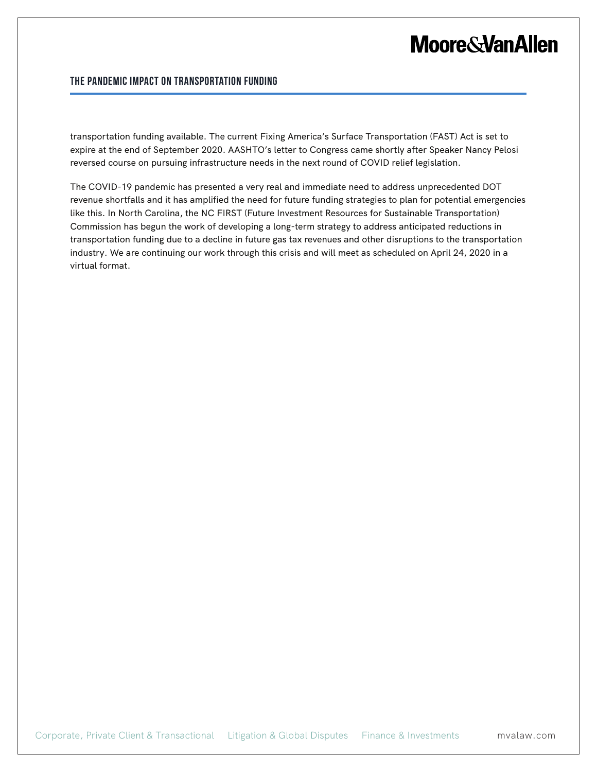transportation funding available. The current Fixing America's Surface Transportation (FAST) Act is set to expire at the end of September 2020. AASHTO's letter to Congress came shortly after Speaker Nancy Pelosi reversed course on pursuing infrastructure needs in the next round of COVID relief legislation.

The COVID-19 pandemic has presented a very real and immediate need to address unprecedented DOT revenue shortfalls and it has amplified the need for future funding strategies to plan for potential emergencies like this. In North Carolina, the NC FIRST (Future Investment Resources for Sustainable Transportation) Commission has begun the work of developing a long-term strategy to address anticipated reductions in transportation funding due to a decline in future gas tax revenues and other disruptions to the transportation industry. We are continuing our work through this crisis and will meet as scheduled on April 24, 2020 in a virtual format.